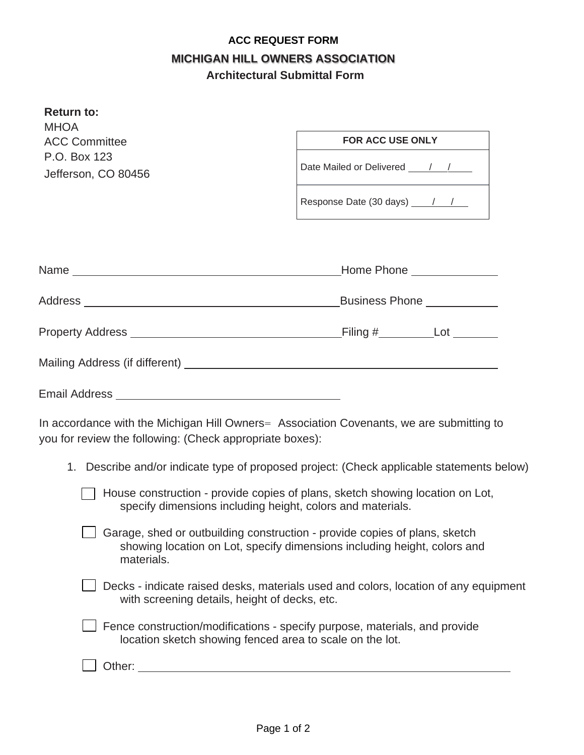**ACC REQUEST FORM**

# MICHIGAN HILL OWNERS ASSOCIATION

**Architectural Submittal Form**

**Return to:**
MHOA
ACC Committee
P.O. Box 123
Jefferson, CO 80456

| FOR ACC USE ONLY |
|---|
| Date Mailed or Delivered \_\_\_/\_\_\_/\_\_\_ |
| Response Date (30 days) \_\_\_/\_\_\_/\_\_\_ |

Name \_\_\_\_\_\_\_\_\_\_\_\_\_\_\_\_\_\_\_\_\_\_\_\_\_\_\_\_\_\_\_\_\_\_\_\_\_\_\_\_ Home Phone \_\_\_\_\_\_\_\_\_\_\_\_

Address \_\_\_\_\_\_\_\_\_\_\_\_\_\_\_\_\_\_\_\_\_\_\_\_\_\_\_\_\_\_\_\_\_\_\_\_\_\_\_\_ Business Phone \_\_\_\_\_\_\_\_\_\_

Property Address \_\_\_\_\_\_\_\_\_\_\_\_\_\_\_\_\_\_\_\_\_\_\_\_\_\_\_\_\_\_\_\_ Filing # \_\_\_\_\_\_\_\_ Lot \_\_\_\_\_\_

Mailing Address (if different) \_\_\_\_\_\_\_\_\_\_\_\_\_\_\_\_\_\_\_\_\_\_\_\_\_\_\_\_\_\_\_\_\_\_\_\_\_\_\_\_\_\_\_\_\_\_

Email Address \_\_\_\_\_\_\_\_\_\_\_\_\_\_\_\_\_\_\_\_\_\_\_\_\_\_\_\_\_\_\_\_\_\_\_\_

In accordance with the Michigan Hill Owners= Association Covenants, we are submitting to you for review the following: (Check appropriate boxes):

1. Describe and/or indicate type of proposed project: (Check applicable statements below)

   - ☐ House construction - provide copies of plans, sketch showing location on Lot, specify dimensions including height, colors and materials.
   - ☐ Garage, shed or outbuilding construction - provide copies of plans, sketch showing location on Lot, specify dimensions including height, colors and materials.
   - ☐ Decks - indicate raised desks, materials used and colors, location of any equipment with screening details, height of decks, etc.
   - ☐ Fence construction/modifications - specify purpose, materials, and provide location sketch showing fenced area to scale on the lot.
   - ☐ Other: \_\_\_\_\_\_\_\_\_\_\_\_\_\_\_\_\_\_\_\_\_\_\_\_\_\_\_\_\_\_\_\_\_\_\_\_\_\_\_\_\_\_\_\_\_\_\_\_\_\_\_\_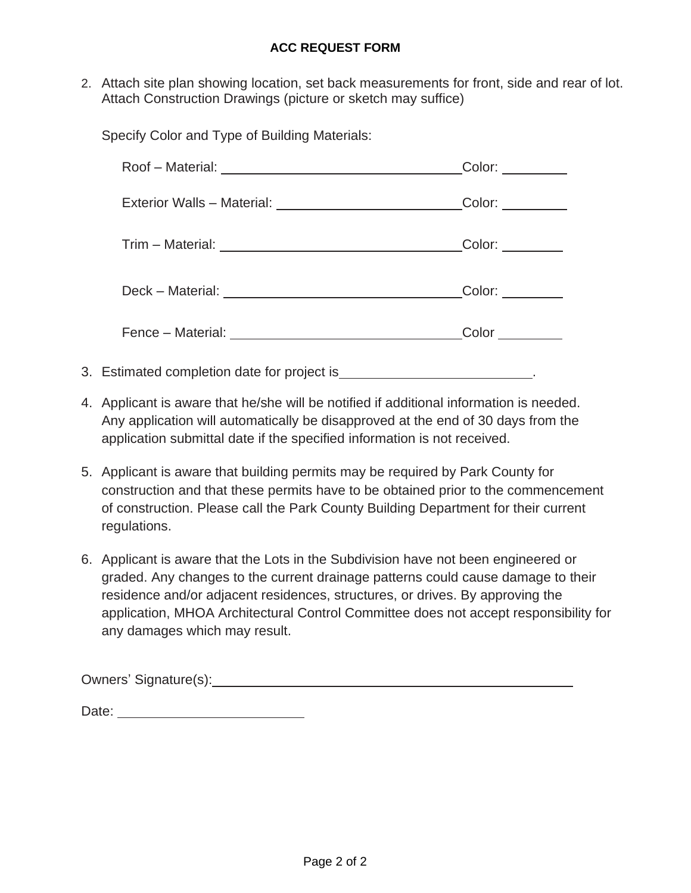**ACC REQUEST FORM**

2. Attach site plan showing location, set back measurements for front, side and rear of lot. Attach Construction Drawings (picture or sketch may suffice)

   Specify Color and Type of Building Materials:

   Roof – Material: ________________________________ Color: _________

   Exterior Walls – Material: ________________________ Color: _________

   Trim – Material: ________________________________ Color: ________

   Deck – Material: ________________________________ Color: ________

   Fence – Material: _______________________________ Color _________

3. Estimated completion date for project is __________________________.

4. Applicant is aware that he/she will be notified if additional information is needed. Any application will automatically be disapproved at the end of 30 days from the application submittal date if the specified information is not received.

5. Applicant is aware that building permits may be required by Park County for construction and that these permits have to be obtained prior to the commencement of construction. Please call the Park County Building Department for their current regulations.

6. Applicant is aware that the Lots in the Subdivision have not been engineered or graded. Any changes to the current drainage patterns could cause damage to their residence and/or adjacent residences, structures, or drives. By approving the application, MHOA Architectural Control Committee does not accept responsibility for any damages which may result.

Owners' Signature(s): ________________________________________________

Date: _________________________